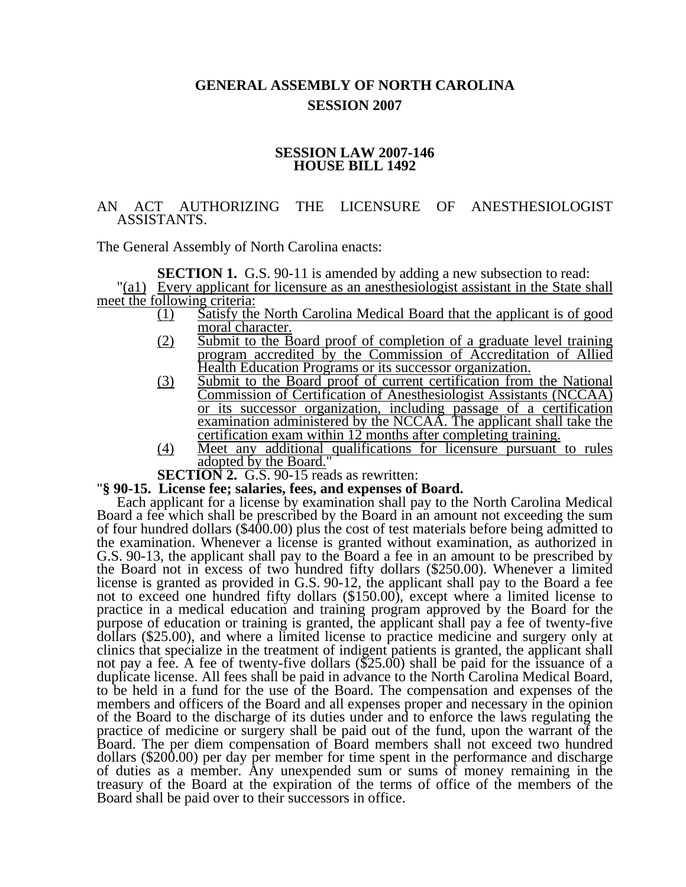# GENERAL ASSEMBLY OF NORTH CAROLINA
## SESSION 2007

### SESSION LAW 2007-146
### HOUSE BILL 1492

AN ACT AUTHORIZING THE LICENSURE OF ANESTHESIOLOGIST ASSISTANTS.

The General Assembly of North Carolina enacts:

**SECTION 1.** G.S. 90-11 is amended by adding a new subsection to read:

"(a1) Every applicant for licensure as an anesthesiologist assistant in the State shall meet the following criteria:

(1) Satisfy the North Carolina Medical Board that the applicant is of good moral character.

(2) Submit to the Board proof of completion of a graduate level training program accredited by the Commission of Accreditation of Allied Health Education Programs or its successor organization.

(3) Submit to the Board proof of current certification from the National Commission of Certification of Anesthesiologist Assistants (NCCAA) or its successor organization, including passage of a certification examination administered by the NCCAA. The applicant shall take the certification exam within 12 months after completing training.

(4) Meet any additional qualifications for licensure pursuant to rules adopted by the Board."

**SECTION 2.** G.S. 90-15 reads as rewritten:

"**§ 90-15. License fee; salaries, fees, and expenses of Board.**

Each applicant for a license by examination shall pay to the North Carolina Medical Board a fee which shall be prescribed by the Board in an amount not exceeding the sum of four hundred dollars ($400.00) plus the cost of test materials before being admitted to the examination. Whenever a license is granted without examination, as authorized in G.S. 90-13, the applicant shall pay to the Board a fee in an amount to be prescribed by the Board not in excess of two hundred fifty dollars ($250.00). Whenever a limited license is granted as provided in G.S. 90-12, the applicant shall pay to the Board a fee not to exceed one hundred fifty dollars ($150.00), except where a limited license to practice in a medical education and training program approved by the Board for the purpose of education or training is granted, the applicant shall pay a fee of twenty-five dollars ($25.00), and where a limited license to practice medicine and surgery only at clinics that specialize in the treatment of indigent patients is granted, the applicant shall not pay a fee. A fee of twenty-five dollars ($25.00) shall be paid for the issuance of a duplicate license. All fees shall be paid in advance to the North Carolina Medical Board, to be held in a fund for the use of the Board. The compensation and expenses of the members and officers of the Board and all expenses proper and necessary in the opinion of the Board to the discharge of its duties under and to enforce the laws regulating the practice of medicine or surgery shall be paid out of the fund, upon the warrant of the Board. The per diem compensation of Board members shall not exceed two hundred dollars ($200.00) per day per member for time spent in the performance and discharge of duties as a member. Any unexpended sum or sums of money remaining in the treasury of the Board at the expiration of the terms of office of the members of the Board shall be paid over to their successors in office.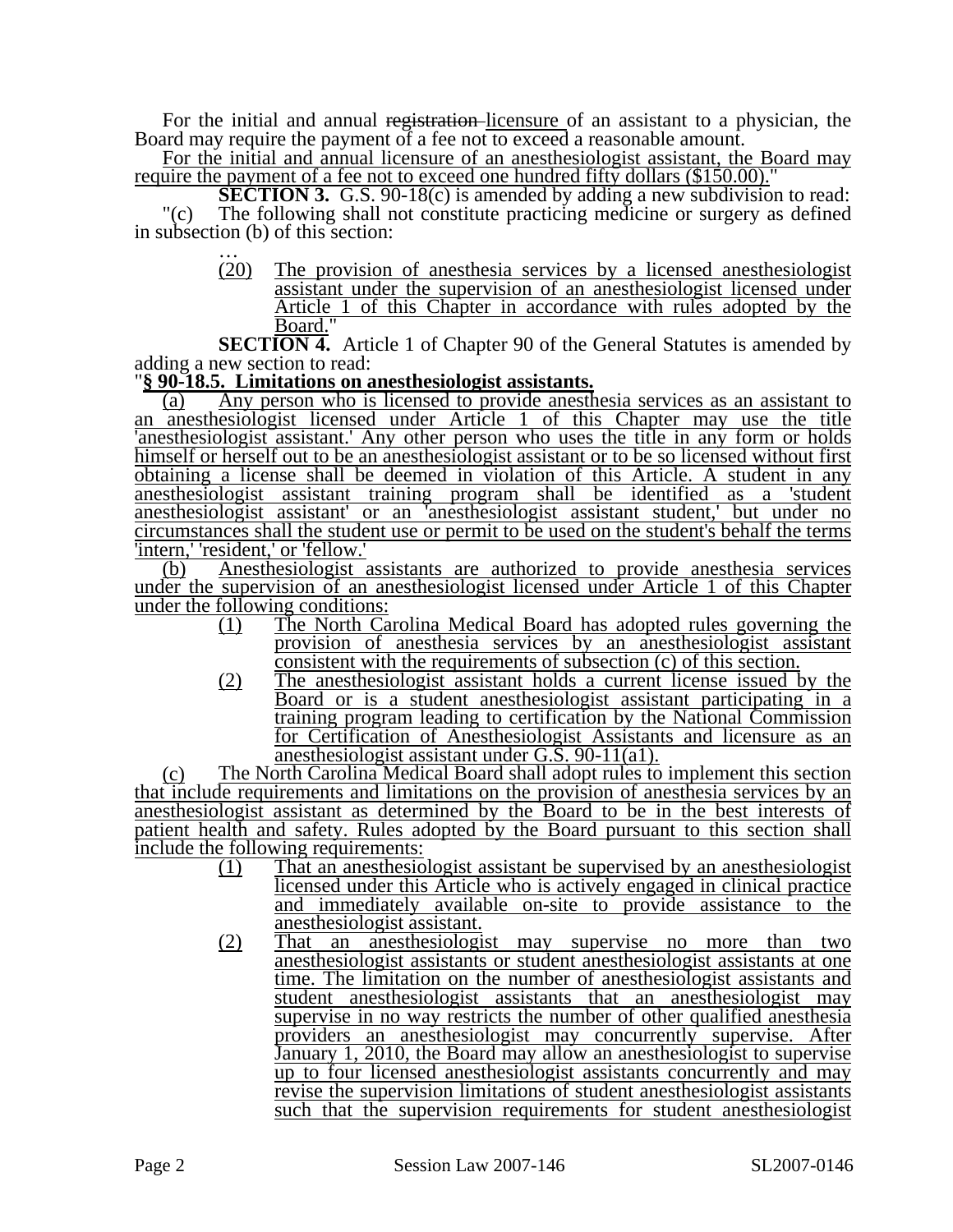For the initial and annual ~~registration~~ licensure of an assistant to a physician, the Board may require the payment of a fee not to exceed a reasonable amount.

For the initial and annual licensure of an anesthesiologist assistant, the Board may require the payment of a fee not to exceed one hundred fifty dollars ($150.00)."

**SECTION 3.** G.S. 90-18(c) is amended by adding a new subdivision to read:

"(c) The following shall not constitute practicing medicine or surgery as defined in subsection (b) of this section:

…

(20) The provision of anesthesia services by a licensed anesthesiologist assistant under the supervision of an anesthesiologist licensed under Article 1 of this Chapter in accordance with rules adopted by the Board."

**SECTION 4.** Article 1 of Chapter 90 of the General Statutes is amended by adding a new section to read:

"**§ 90-18.5. Limitations on anesthesiologist assistants.**

(a) Any person who is licensed to provide anesthesia services as an assistant to an anesthesiologist licensed under Article 1 of this Chapter may use the title 'anesthesiologist assistant.' Any other person who uses the title in any form or holds himself or herself out to be an anesthesiologist assistant or to be so licensed without first obtaining a license shall be deemed in violation of this Article. A student in any anesthesiologist assistant training program shall be identified as a 'student anesthesiologist assistant' or an 'anesthesiologist assistant student,' but under no circumstances shall the student use or permit to be used on the student's behalf the terms 'intern,' 'resident,' or 'fellow.'

(b) Anesthesiologist assistants are authorized to provide anesthesia services under the supervision of an anesthesiologist licensed under Article 1 of this Chapter under the following conditions:

(1) The North Carolina Medical Board has adopted rules governing the provision of anesthesia services by an anesthesiologist assistant consistent with the requirements of subsection (c) of this section.

(2) The anesthesiologist assistant holds a current license issued by the Board or is a student anesthesiologist assistant participating in a training program leading to certification by the National Commission for Certification of Anesthesiologist Assistants and licensure as an anesthesiologist assistant under G.S. 90-11(a1).

(c) The North Carolina Medical Board shall adopt rules to implement this section that include requirements and limitations on the provision of anesthesia services by an anesthesiologist assistant as determined by the Board to be in the best interests of patient health and safety. Rules adopted by the Board pursuant to this section shall include the following requirements:

(1) That an anesthesiologist assistant be supervised by an anesthesiologist licensed under this Article who is actively engaged in clinical practice and immediately available on-site to provide assistance to the anesthesiologist assistant.

(2) That an anesthesiologist may supervise no more than two anesthesiologist assistants or student anesthesiologist assistants at one time. The limitation on the number of anesthesiologist assistants and student anesthesiologist assistants that an anesthesiologist may supervise in no way restricts the number of other qualified anesthesia providers an anesthesiologist may concurrently supervise. After January 1, 2010, the Board may allow an anesthesiologist to supervise up to four licensed anesthesiologist assistants concurrently and may revise the supervision limitations of student anesthesiologist assistants such that the supervision requirements for student anesthesiologist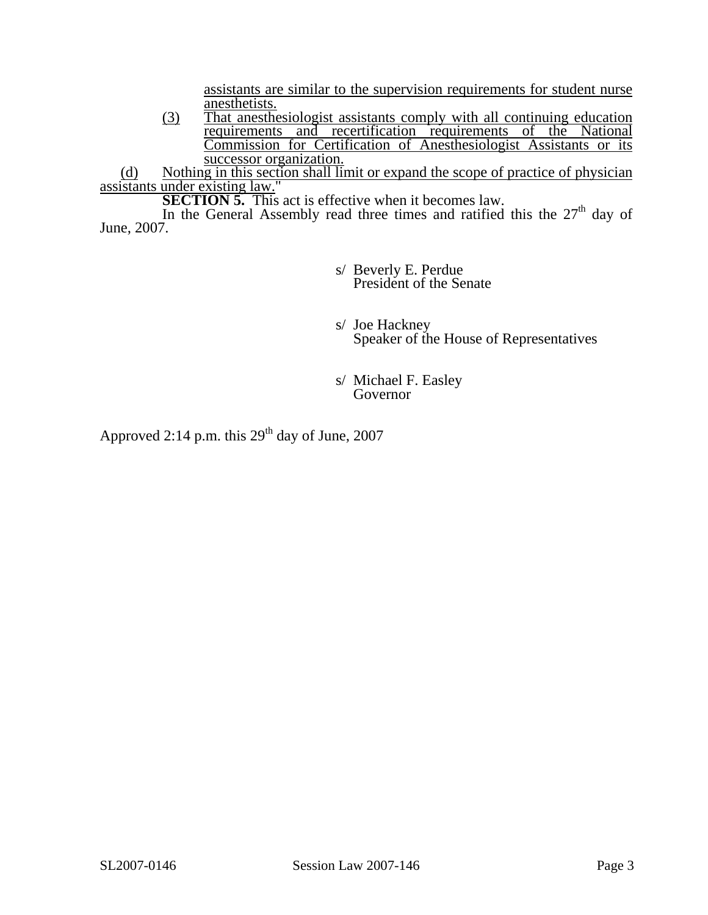assistants are similar to the supervision requirements for student nurse anesthetists.

(3) That anesthesiologist assistants comply with all continuing education requirements and recertification requirements of the National Commission for Certification of Anesthesiologist Assistants or its successor organization.

(d) Nothing in this section shall limit or expand the scope of practice of physician assistants under existing law."

**SECTION 5.** This act is effective when it becomes law.

In the General Assembly read three times and ratified this the 27th day of June, 2007.

s/ Beverly E. Perdue
President of the Senate

s/ Joe Hackney
Speaker of the House of Representatives

s/ Michael F. Easley
Governor

Approved 2:14 p.m. this 29th day of June, 2007